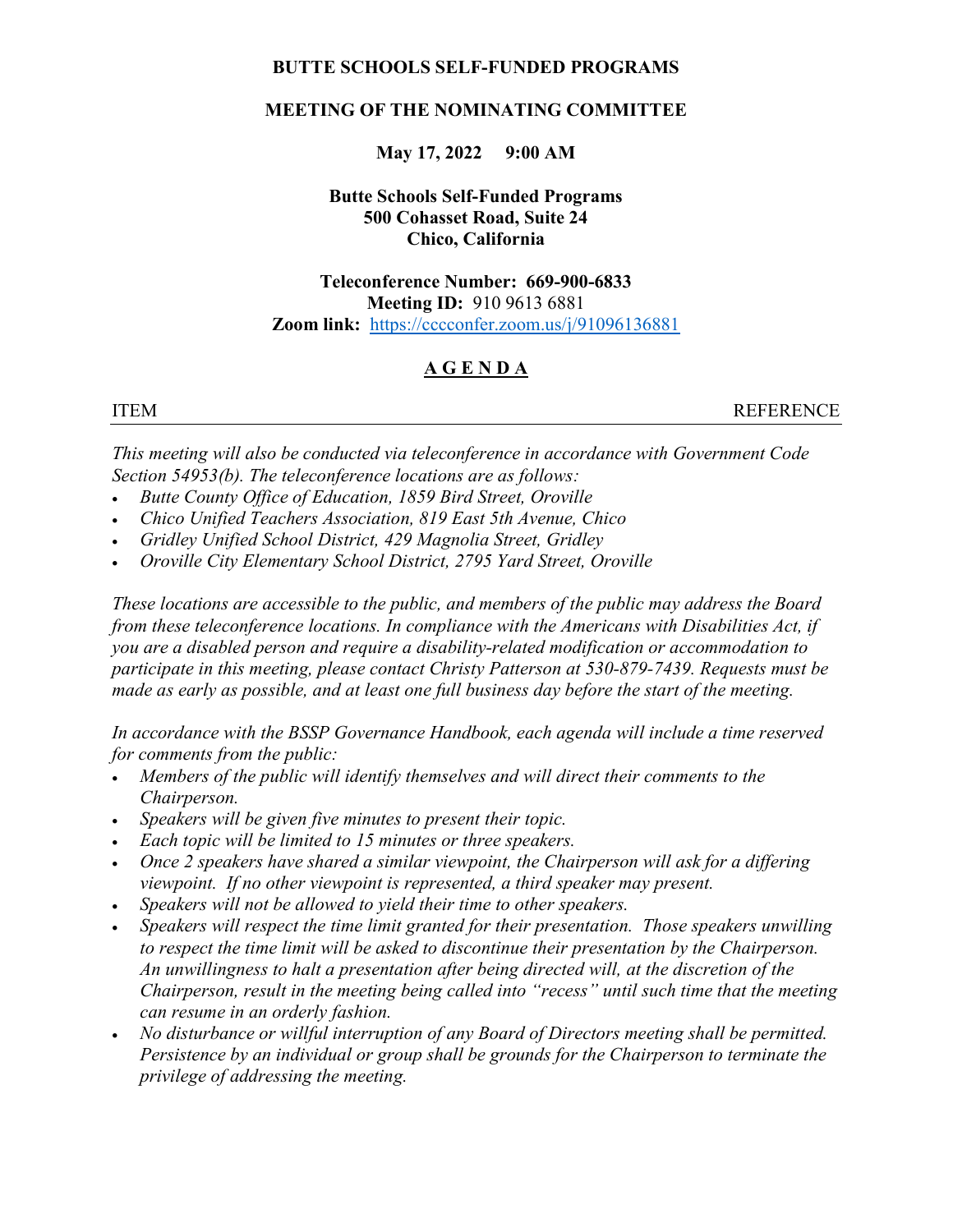**BUTTE SCHOOLS SELF-FUNDED PROGRAMS**

**MEETING OF THE NOMINATING COMMITTEE**

**May 17, 2022 9:00 AM**

**Butte Schools Self-Funded Programs**
**500 Cohasset Road, Suite 24**
**Chico, California**

**Teleconference Number: 669-900-6833**
**Meeting ID:** 910 9613 6881
**Zoom link:** [https://cccconfer.zoom.us/j/91096136881](https://cccconfer.zoom.us/j/91096136881)

# A G E N D A

ITEM REFERENCE

*This meeting will also be conducted via teleconference in accordance with Government Code Section 54953(b). The teleconference locations are as follows:*

- *Butte County Office of Education, 1859 Bird Street, Oroville*
- *Chico Unified Teachers Association, 819 East 5th Avenue, Chico*
- *Gridley Unified School District, 429 Magnolia Street, Gridley*
- *Oroville City Elementary School District, 2795 Yard Street, Oroville*

*These locations are accessible to the public, and members of the public may address the Board from these teleconference locations. In compliance with the Americans with Disabilities Act, if you are a disabled person and require a disability-related modification or accommodation to participate in this meeting, please contact Christy Patterson at 530-879-7439. Requests must be made as early as possible, and at least one full business day before the start of the meeting.*

*In accordance with the BSSP Governance Handbook, each agenda will include a time reserved for comments from the public:*

- *Members of the public will identify themselves and will direct their comments to the Chairperson.*
- *Speakers will be given five minutes to present their topic.*
- *Each topic will be limited to 15 minutes or three speakers.*
- *Once 2 speakers have shared a similar viewpoint, the Chairperson will ask for a differing viewpoint. If no other viewpoint is represented, a third speaker may present.*
- *Speakers will not be allowed to yield their time to other speakers.*
- *Speakers will respect the time limit granted for their presentation. Those speakers unwilling to respect the time limit will be asked to discontinue their presentation by the Chairperson. An unwillingness to halt a presentation after being directed will, at the discretion of the Chairperson, result in the meeting being called into "recess" until such time that the meeting can resume in an orderly fashion.*
- *No disturbance or willful interruption of any Board of Directors meeting shall be permitted. Persistence by an individual or group shall be grounds for the Chairperson to terminate the privilege of addressing the meeting.*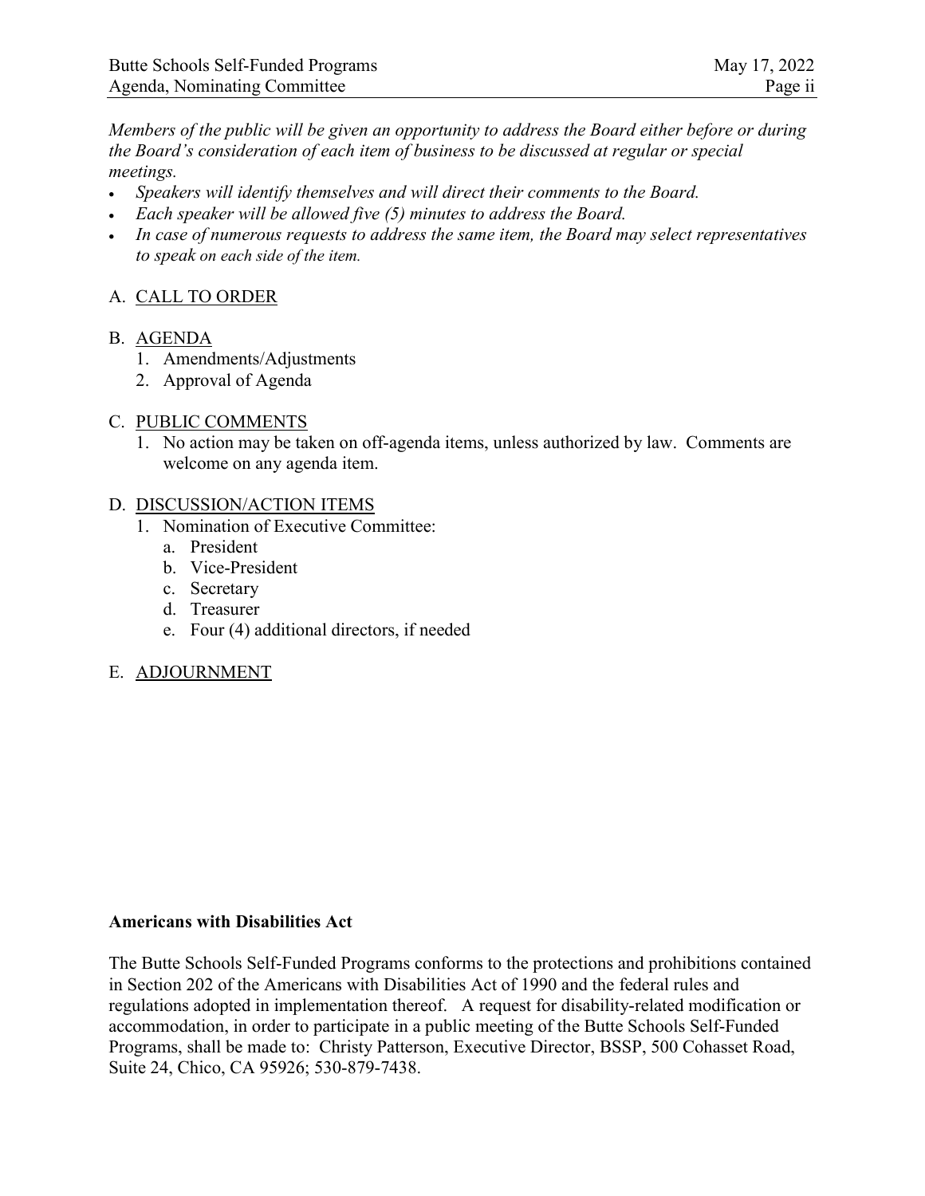*Members of the public will be given an opportunity to address the Board either before or during the Board's consideration of each item of business to be discussed at regular or special meetings.*

- *Speakers will identify themselves and will direct their comments to the Board.*
- *Each speaker will be allowed five (5) minutes to address the Board.*
- *In case of numerous requests to address the same item, the Board may select representatives to speak on each side of the item.*

A. CALL TO ORDER

B. AGENDA
   1. Amendments/Adjustments
   2. Approval of Agenda

C. PUBLIC COMMENTS
   1. No action may be taken on off-agenda items, unless authorized by law. Comments are welcome on any agenda item.

D. DISCUSSION/ACTION ITEMS
   1. Nomination of Executive Committee:
      a. President
      b. Vice-President
      c. Secretary
      d. Treasurer
      e. Four (4) additional directors, if needed

E. ADJOURNMENT

**Americans with Disabilities Act**

The Butte Schools Self-Funded Programs conforms to the protections and prohibitions contained in Section 202 of the Americans with Disabilities Act of 1990 and the federal rules and regulations adopted in implementation thereof. A request for disability-related modification or accommodation, in order to participate in a public meeting of the Butte Schools Self-Funded Programs, shall be made to: Christy Patterson, Executive Director, BSSP, 500 Cohasset Road, Suite 24, Chico, CA 95926; 530-879-7438.